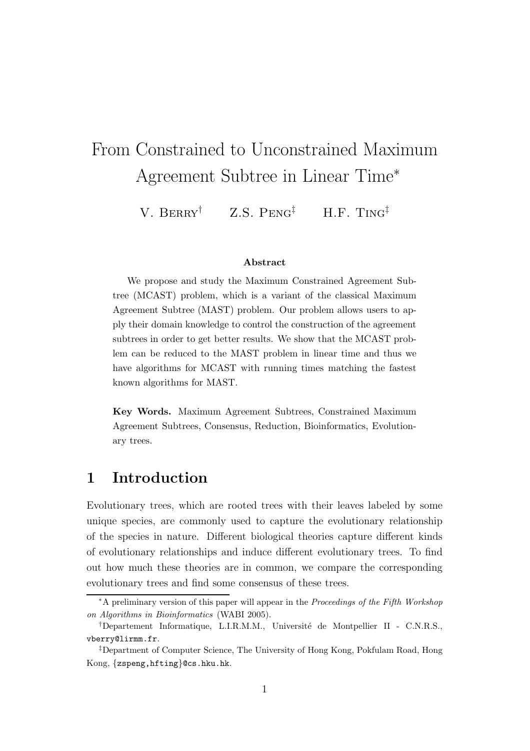# From Constrained to Unconstrained Maximum Agreement Subtree in Linear Time*

V. Berry[†] Z.S. Peng[‡] H.F. Ting[‡]

### Abstract

We propose and study the Maximum Constrained Agreement Subtree (MCAST) problem, which is a variant of the classical Maximum Agreement Subtree (MAST) problem. Our problem allows users to apply their domain knowledge to control the construction of the agreement subtrees in order to get better results. We show that the MCAST problem can be reduced to the MAST problem in linear time and thus we have algorithms for MCAST with running times matching the fastest known algorithms for MAST.

**Key Words.** Maximum Agreement Subtrees, Constrained Maximum Agreement Subtrees, Consensus, Reduction, Bioinformatics, Evolutionary trees.

## 1 Introduction

Evolutionary trees, which are rooted trees with their leaves labeled by some unique species, are commonly used to capture the evolutionary relationship of the species in nature. Different biological theories capture different kinds of evolutionary relationships and induce different evolutionary trees. To find out how much these theories are in common, we compare the corresponding evolutionary trees and find some consensus of these trees.

---

*A preliminary version of this paper will appear in the *Proceedings of the Fifth Workshop on Algorithms in Bioinformatics* (WABI 2005).

[†]Departement Informatique, L.I.R.M.M., Université de Montpellier II - C.N.R.S., `vberry@lirmm.fr`.

[‡]Department of Computer Science, The University of Hong Kong, Pokfulam Road, Hong Kong, `{zspeng,hfting}@cs.hku.hk`.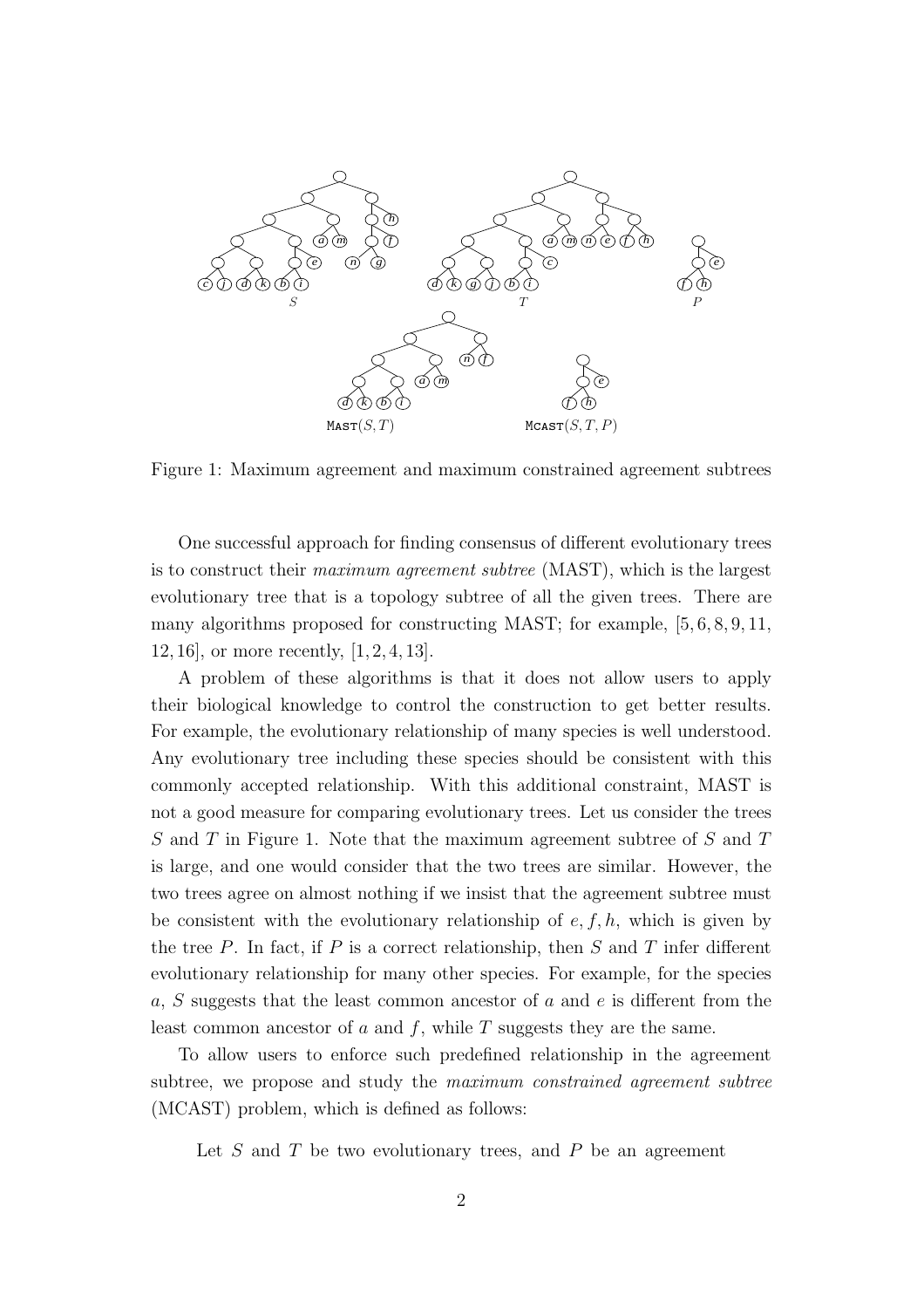Figure 1: Maximum agreement and maximum constrained agreement subtrees

One successful approach for finding consensus of different evolutionary trees is to construct their *maximum agreement subtree* (MAST), which is the largest evolutionary tree that is a topology subtree of all the given trees. There are many algorithms proposed for constructing MAST; for example, [5, 6, 8, 9, 11, 12, 16], or more recently, [1, 2, 4, 13].

A problem of these algorithms is that it does not allow users to apply their biological knowledge to control the construction to get better results. For example, the evolutionary relationship of many species is well understood. Any evolutionary tree including these species should be consistent with this commonly accepted relationship. With this additional constraint, MAST is not a good measure for comparing evolutionary trees. Let us consider the trees $S$ and $T$ in Figure 1. Note that the maximum agreement subtree of $S$ and $T$ is large, and one would consider that the two trees are similar. However, the two trees agree on almost nothing if we insist that the agreement subtree must be consistent with the evolutionary relationship of $e, f, h$, which is given by the tree $P$. In fact, if $P$ is a correct relationship, then $S$ and $T$ infer different evolutionary relationship for many other species. For example, for the species $a$, $S$ suggests that the least common ancestor of $a$ and $e$ is different from the least common ancestor of $a$ and $f$, while $T$ suggests they are the same.

To allow users to enforce such predefined relationship in the agreement subtree, we propose and study the *maximum constrained agreement subtree* (MCAST) problem, which is defined as follows:

Let $S$ and $T$ be two evolutionary trees, and $P$ be an agreement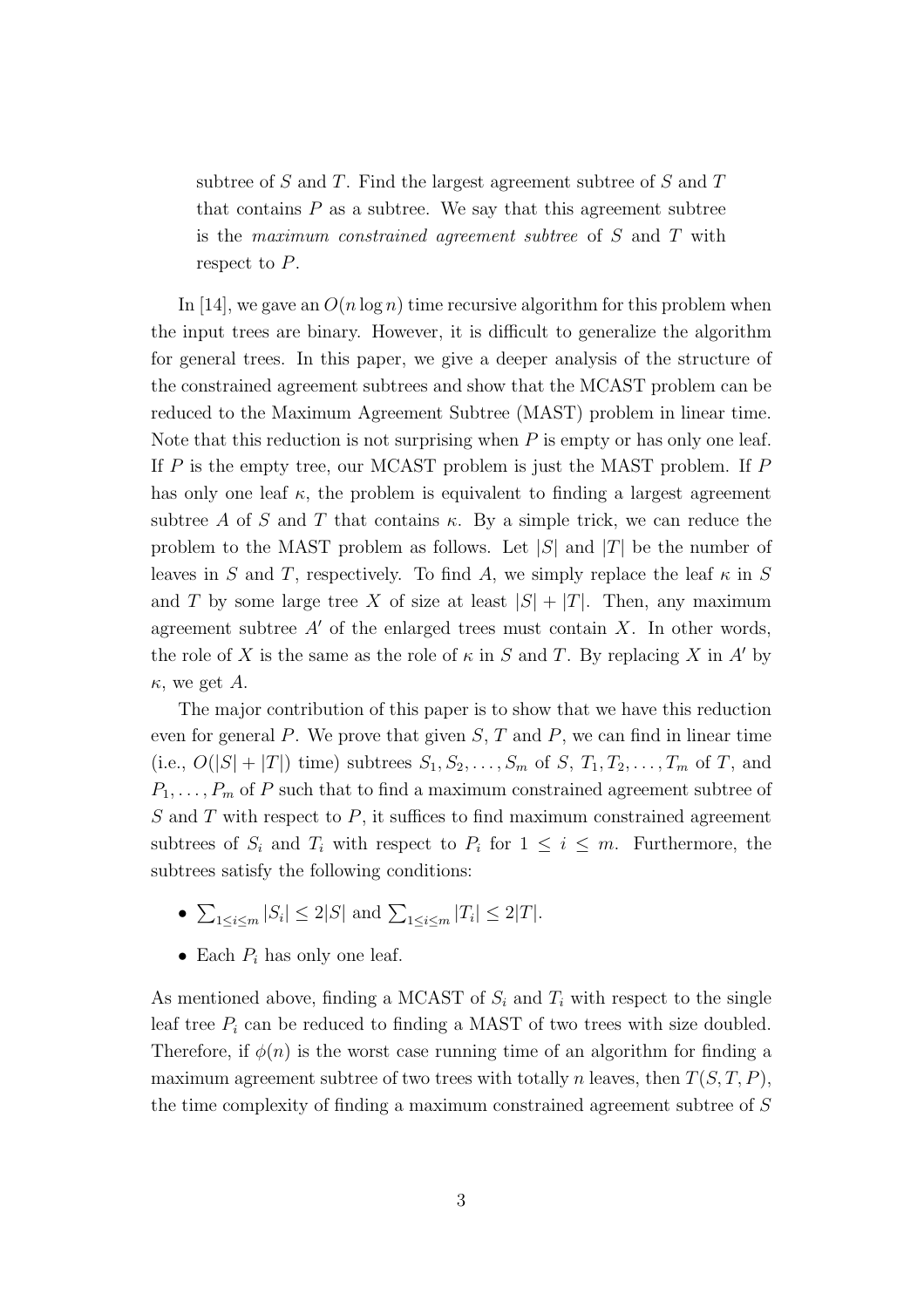subtree of $S$ and $T$. Find the largest agreement subtree of $S$ and $T$ that contains $P$ as a subtree. We say that this agreement subtree is the *maximum constrained agreement subtree* of $S$ and $T$ with respect to $P$.

In [14], we gave an $O(n \log n)$ time recursive algorithm for this problem when the input trees are binary. However, it is difficult to generalize the algorithm for general trees. In this paper, we give a deeper analysis of the structure of the constrained agreement subtrees and show that the MCAST problem can be reduced to the Maximum Agreement Subtree (MAST) problem in linear time. Note that this reduction is not surprising when $P$ is empty or has only one leaf. If $P$ is the empty tree, our MCAST problem is just the MAST problem. If $P$ has only one leaf $\kappa$, the problem is equivalent to finding a largest agreement subtree $A$ of $S$ and $T$ that contains $\kappa$. By a simple trick, we can reduce the problem to the MAST problem as follows. Let $|S|$ and $|T|$ be the number of leaves in $S$ and $T$, respectively. To find $A$, we simply replace the leaf $\kappa$ in $S$ and $T$ by some large tree $X$ of size at least $|S| + |T|$. Then, any maximum agreement subtree $A'$ of the enlarged trees must contain $X$. In other words, the role of $X$ is the same as the role of $\kappa$ in $S$ and $T$. By replacing $X$ in $A'$ by $\kappa$, we get $A$.

The major contribution of this paper is to show that we have this reduction even for general $P$. We prove that given $S$, $T$ and $P$, we can find in linear time (i.e., $O(|S| + |T|)$ time) subtrees $S_1, S_2, \ldots, S_m$ of $S$, $T_1, T_2, \ldots, T_m$ of $T$, and $P_1, \ldots, P_m$ of $P$ such that to find a maximum constrained agreement subtree of $S$ and $T$ with respect to $P$, it suffices to find maximum constrained agreement subtrees of $S_i$ and $T_i$ with respect to $P_i$ for $1 \leq i \leq m$. Furthermore, the subtrees satisfy the following conditions:

- $\sum_{1 \leq i \leq m} |S_i| \leq 2|S|$ and $\sum_{1 \leq i \leq m} |T_i| \leq 2|T|$.
- Each $P_i$ has only one leaf.

As mentioned above, finding a MCAST of $S_i$ and $T_i$ with respect to the single leaf tree $P_i$ can be reduced to finding a MAST of two trees with size doubled. Therefore, if $\phi(n)$ is the worst case running time of an algorithm for finding a maximum agreement subtree of two trees with totally $n$ leaves, then $T(S, T, P)$, the time complexity of finding a maximum constrained agreement subtree of $S$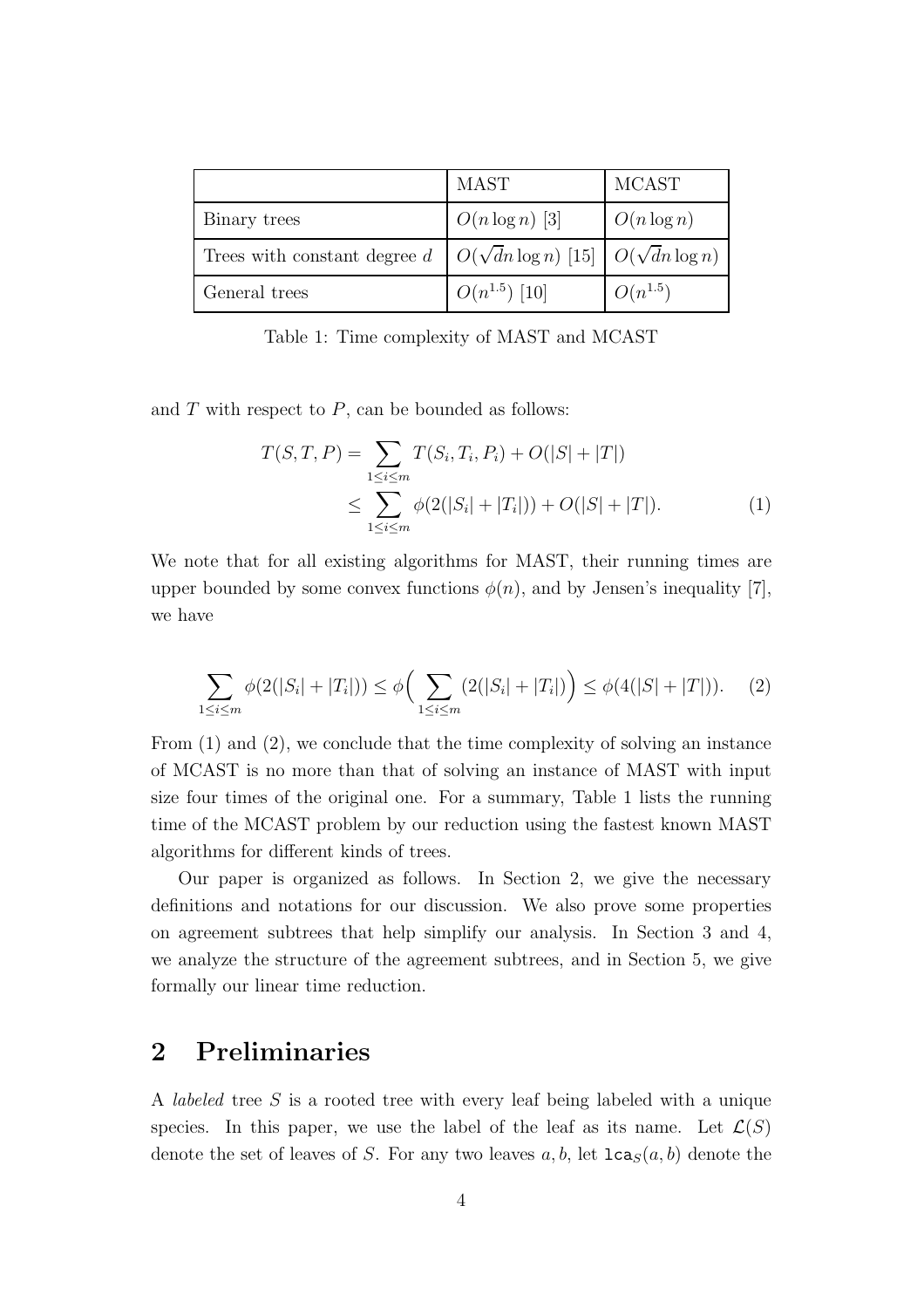|  | MAST | MCAST |
| --- | --- | --- |
| Binary trees | $O(n \log n)$ [3] | $O(n \log n)$ |
| Trees with constant degree $d$ | $O(\sqrt{d} n \log n)$ [15] | $O(\sqrt{d} n \log n)$ |
| General trees | $O(n^{1.5})$ [10] | $O(n^{1.5})$ |

Table 1: Time complexity of MAST and MCAST

and $T$ with respect to $P$, can be bounded as follows:

$$
\begin{aligned}
T(S,T,P) &= \sum_{1 \le i \le m} T(S_i, T_i, P_i) + O(|S| + |T|) \\
&\le \sum_{1 \le i \le m} \phi(2(|S_i| + |T_i|)) + O(|S| + |T|). \qquad (1)
\end{aligned}
$$

We note that for all existing algorithms for MAST, their running times are upper bounded by some convex functions $\phi(n)$, and by Jensen's inequality [7], we have

$$
\sum_{1 \le i \le m} \phi(2(|S_i| + |T_i|)) \le \phi\Big( \sum_{1 \le i \le m} (2(|S_i| + |T_i|)\Big) \le \phi(4(|S| + |T|)). \qquad (2)
$$

From (1) and (2), we conclude that the time complexity of solving an instance of MCAST is no more than that of solving an instance of MAST with input size four times of the original one. For a summary, Table 1 lists the running time of the MCAST problem by our reduction using the fastest known MAST algorithms for different kinds of trees.

Our paper is organized as follows. In Section 2, we give the necessary definitions and notations for our discussion. We also prove some properties on agreement subtrees that help simplify our analysis. In Section 3 and 4, we analyze the structure of the agreement subtrees, and in Section 5, we give formally our linear time reduction.

## 2 Preliminaries

A *labeled* tree $S$ is a rooted tree with every leaf being labeled with a unique species. In this paper, we use the label of the leaf as its name. Let $\mathcal{L}(S)$ denote the set of leaves of $S$. For any two leaves $a, b$, let $\mathtt{lca}_S(a, b)$ denote the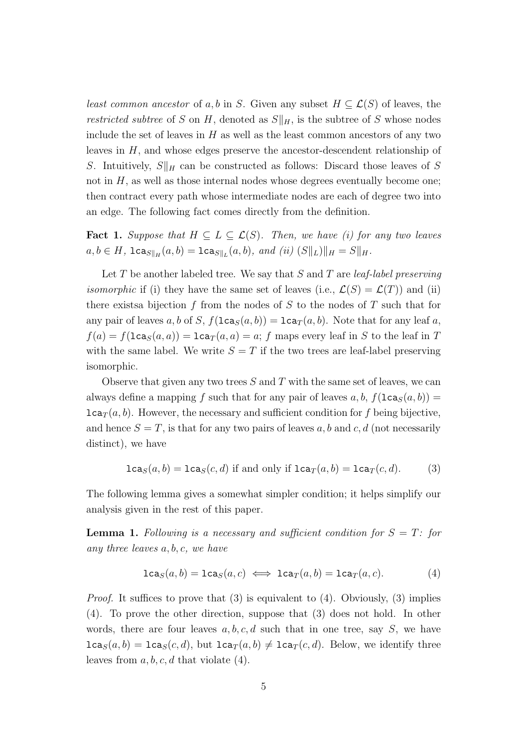*least common ancestor* of $a, b$ in $S$. Given any subset $H \subseteq \mathcal{L}(S)$ of leaves, the *restricted subtree* of $S$ on $H$, denoted as $S\|_H$, is the subtree of $S$ whose nodes include the set of leaves in $H$ as well as the least common ancestors of any two leaves in $H$, and whose edges preserve the ancestor-descendent relationship of $S$. Intuitively, $S\|_H$ can be constructed as follows: Discard those leaves of $S$ not in $H$, as well as those internal nodes whose degrees eventually become one; then contract every path whose intermediate nodes are each of degree two into an edge. The following fact comes directly from the definition.

**Fact 1.** *Suppose that $H \subseteq L \subseteq \mathcal{L}(S)$. Then, we have (i) for any two leaves $a, b \in H$, $\mathtt{lca}_{S\|_H}(a, b) = \mathtt{lca}_{S\|_L}(a, b)$, and (ii) $(S\|_L)\|_H = S\|_H$.*

Let $T$ be another labeled tree. We say that $S$ and $T$ are *leaf-label preserving isomorphic* if (i) they have the same set of leaves (i.e., $\mathcal{L}(S) = \mathcal{L}(T)$) and (ii) there existsa bijection $f$ from the nodes of $S$ to the nodes of $T$ such that for any pair of leaves $a, b$ of $S$, $f(\mathtt{lca}_S(a, b)) = \mathtt{lca}_T(a, b)$. Note that for any leaf $a$, $f(a) = f(\mathtt{lca}_S(a, a)) = \mathtt{lca}_T(a, a) = a$; $f$ maps every leaf in $S$ to the leaf in $T$ with the same label. We write $S = T$ if the two trees are leaf-label preserving isomorphic.

Observe that given any two trees $S$ and $T$ with the same set of leaves, we can always define a mapping $f$ such that for any pair of leaves $a, b$, $f(\mathtt{lca}_S(a, b)) = \mathtt{lca}_T(a, b)$. However, the necessary and sufficient condition for $f$ being bijective, and hence $S = T$, is that for any two pairs of leaves $a, b$ and $c, d$ (not necessarily distinct), we have

$$\mathtt{lca}_S(a, b) = \mathtt{lca}_S(c, d) \text{ if and only if } \mathtt{lca}_T(a, b) = \mathtt{lca}_T(c, d). \tag{3}$$

The following lemma gives a somewhat simpler condition; it helps simplify our analysis given in the rest of this paper.

**Lemma 1.** *Following is a necessary and sufficient condition for $S = T$: for any three leaves $a, b, c$, we have*

$$\mathtt{lca}_S(a, b) = \mathtt{lca}_S(a, c) \iff \mathtt{lca}_T(a, b) = \mathtt{lca}_T(a, c). \tag{4}$$

*Proof.* It suffices to prove that (3) is equivalent to (4). Obviously, (3) implies (4). To prove the other direction, suppose that (3) does not hold. In other words, there are four leaves $a, b, c, d$ such that in one tree, say $S$, we have $\mathtt{lca}_S(a, b) = \mathtt{lca}_S(c, d)$, but $\mathtt{lca}_T(a, b) \neq \mathtt{lca}_T(c, d)$. Below, we identify three leaves from $a, b, c, d$ that violate (4).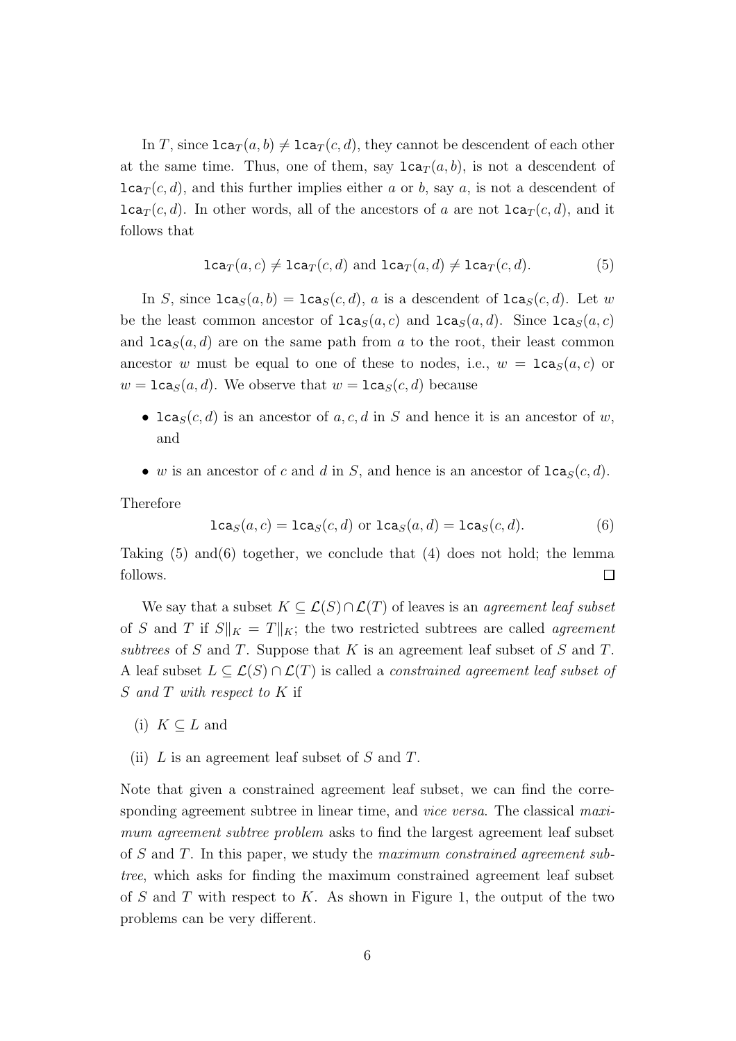In $T$, since $\mathtt{lca}_T(a, b) \neq \mathtt{lca}_T(c, d)$, they cannot be descendent of each other at the same time. Thus, one of them, say $\mathtt{lca}_T(a, b)$, is not a descendent of $\mathtt{lca}_T(c, d)$, and this further implies either $a$ or $b$, say $a$, is not a descendent of $\mathtt{lca}_T(c, d)$. In other words, all of the ancestors of $a$ are not $\mathtt{lca}_T(c, d)$, and it follows that

$$\mathtt{lca}_T(a, c) \neq \mathtt{lca}_T(c, d) \text{ and } \mathtt{lca}_T(a, d) \neq \mathtt{lca}_T(c, d). \tag{5}$$

In $S$, since $\mathtt{lca}_S(a, b) = \mathtt{lca}_S(c, d)$, $a$ is a descendent of $\mathtt{lca}_S(c, d)$. Let $w$ be the least common ancestor of $\mathtt{lca}_S(a, c)$ and $\mathtt{lca}_S(a, d)$. Since $\mathtt{lca}_S(a, c)$ and $\mathtt{lca}_S(a, d)$ are on the same path from $a$ to the root, their least common ancestor $w$ must be equal to one of these to nodes, i.e., $w = \mathtt{lca}_S(a, c)$ or $w = \mathtt{lca}_S(a, d)$. We observe that $w = \mathtt{lca}_S(c, d)$ because

- $\mathtt{lca}_S(c, d)$ is an ancestor of $a, c, d$ in $S$ and hence it is an ancestor of $w$, and
- $w$ is an ancestor of $c$ and $d$ in $S$, and hence is an ancestor of $\mathtt{lca}_S(c, d)$.

Therefore

$$\mathtt{lca}_S(a, c) = \mathtt{lca}_S(c, d) \text{ or } \mathtt{lca}_S(a, d) = \mathtt{lca}_S(c, d). \tag{6}$$

Taking (5) and(6) together, we conclude that (4) does not hold; the lemma follows. □

We say that a subset $K \subseteq \mathcal{L}(S) \cap \mathcal{L}(T)$ of leaves is an *agreement leaf subset* of $S$ and $T$ if $S\|_K = T\|_K$; the two restricted subtrees are called *agreement subtrees* of $S$ and $T$. Suppose that $K$ is an agreement leaf subset of $S$ and $T$. A leaf subset $L \subseteq \mathcal{L}(S) \cap \mathcal{L}(T)$ is called a *constrained agreement leaf subset of $S$ and $T$ with respect to $K$* if

(i) $K \subseteq L$ and

(ii) $L$ is an agreement leaf subset of $S$ and $T$.

Note that given a constrained agreement leaf subset, we can find the corresponding agreement subtree in linear time, and *vice versa*. The classical *maximum agreement subtree problem* asks to find the largest agreement leaf subset of $S$ and $T$. In this paper, we study the *maximum constrained agreement subtree*, which asks for finding the maximum constrained agreement leaf subset of $S$ and $T$ with respect to $K$. As shown in Figure 1, the output of the two problems can be very different.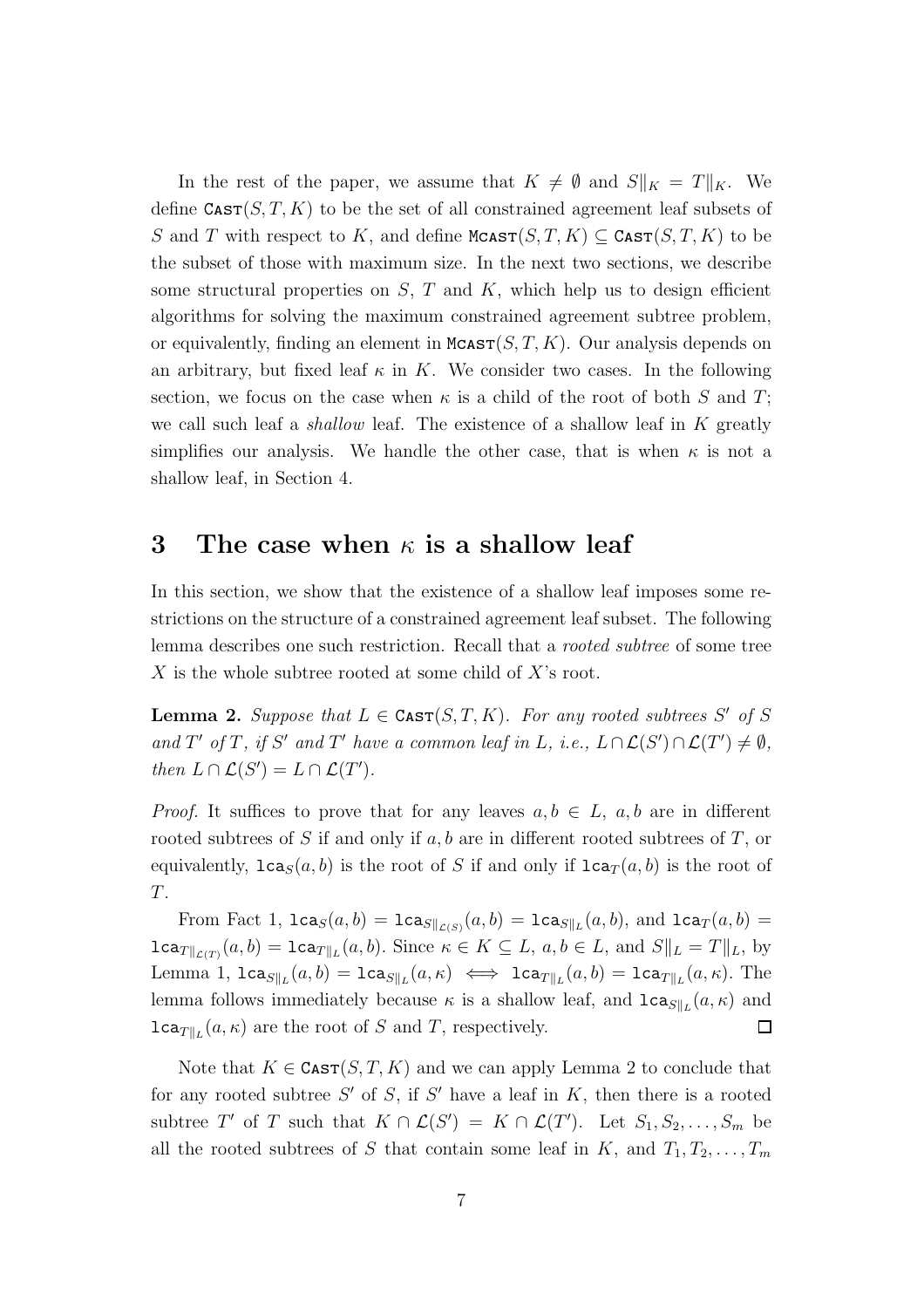In the rest of the paper, we assume that $K \neq \emptyset$ and $S\|_K = T\|_K$. We define $\texttt{Cast}(S,T,K)$ to be the set of all constrained agreement leaf subsets of $S$ and $T$ with respect to $K$, and define $\texttt{Mcast}(S,T,K) \subseteq \texttt{Cast}(S,T,K)$ to be the subset of those with maximum size. In the next two sections, we describe some structural properties on $S$, $T$ and $K$, which help us to design efficient algorithms for solving the maximum constrained agreement subtree problem, or equivalently, finding an element in $\texttt{Mcast}(S,T,K)$. Our analysis depends on an arbitrary, but fixed leaf $\kappa$ in $K$. We consider two cases. In the following section, we focus on the case when $\kappa$ is a child of the root of both $S$ and $T$; we call such leaf a *shallow* leaf. The existence of a shallow leaf in $K$ greatly simplifies our analysis. We handle the other case, that is when $\kappa$ is not a shallow leaf, in Section 4.

# 3 The case when $\kappa$ is a shallow leaf

In this section, we show that the existence of a shallow leaf imposes some restrictions on the structure of a constrained agreement leaf subset. The following lemma describes one such restriction. Recall that a *rooted subtree* of some tree $X$ is the whole subtree rooted at some child of $X$'s root.

**Lemma 2.** *Suppose that $L \in \texttt{Cast}(S,T,K)$. For any rooted subtrees $S'$ of $S$ and $T'$ of $T$, if $S'$ and $T'$ have a common leaf in $L$, i.e., $L \cap \mathcal{L}(S') \cap \mathcal{L}(T') \neq \emptyset$, then $L \cap \mathcal{L}(S') = L \cap \mathcal{L}(T')$.*

*Proof.* It suffices to prove that for any leaves $a, b \in L$, $a, b$ are in different rooted subtrees of $S$ if and only if $a, b$ are in different rooted subtrees of $T$, or equivalently, $\texttt{lca}_S(a,b)$ is the root of $S$ if and only if $\texttt{lca}_T(a,b)$ is the root of $T$.

From Fact 1, $\texttt{lca}_S(a,b) = \texttt{lca}_{S\|_{\mathcal{L}(S)}}(a,b) = \texttt{lca}_{S\|_L}(a,b)$, and $\texttt{lca}_T(a,b) = \texttt{lca}_{T\|_{\mathcal{L}(T)}}(a,b) = \texttt{lca}_{T\|_L}(a,b)$. Since $\kappa \in K \subseteq L$, $a, b \in L$, and $S\|_L = T\|_L$, by Lemma 1, $\texttt{lca}_{S\|_L}(a,b) = \texttt{lca}_{S\|_L}(a,\kappa) \iff \texttt{lca}_{T\|_L}(a,b) = \texttt{lca}_{T\|_L}(a,\kappa)$. The lemma follows immediately because $\kappa$ is a shallow leaf, and $\texttt{lca}_{S\|_L}(a,\kappa)$ and $\texttt{lca}_{T\|_L}(a,\kappa)$ are the root of $S$ and $T$, respectively. □

Note that $K \in \texttt{Cast}(S,T,K)$ and we can apply Lemma 2 to conclude that for any rooted subtree $S'$ of $S$, if $S'$ have a leaf in $K$, then there is a rooted subtree $T'$ of $T$ such that $K \cap \mathcal{L}(S') = K \cap \mathcal{L}(T')$. Let $S_1, S_2, \ldots, S_m$ be all the rooted subtrees of $S$ that contain some leaf in $K$, and $T_1, T_2, \ldots, T_m$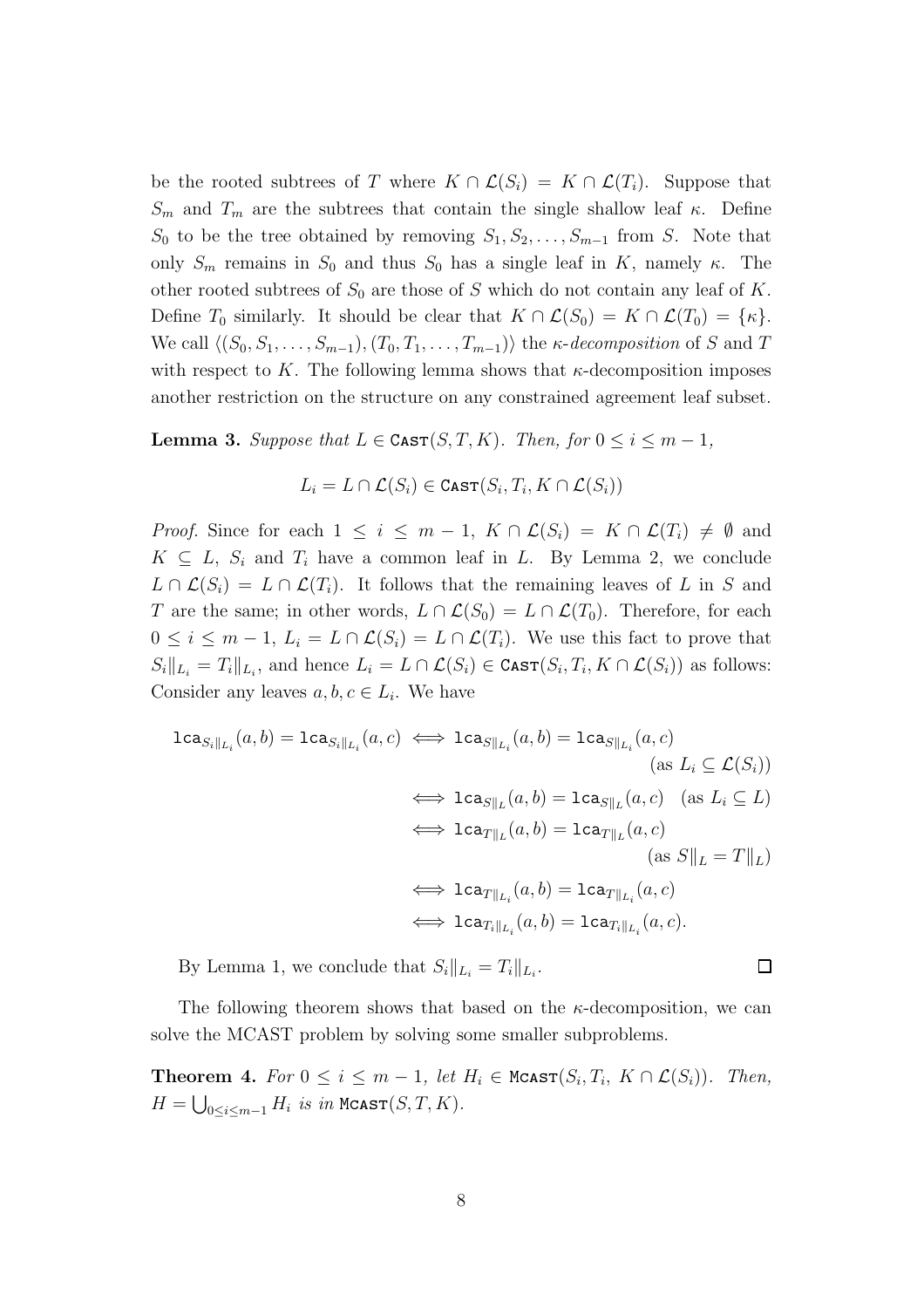be the rooted subtrees of $T$ where $K \cap \mathcal{L}(S_i) = K \cap \mathcal{L}(T_i)$. Suppose that $S_m$ and $T_m$ are the subtrees that contain the single shallow leaf $\kappa$. Define $S_0$ to be the tree obtained by removing $S_1, S_2, \ldots, S_{m-1}$ from $S$. Note that only $S_m$ remains in $S_0$ and thus $S_0$ has a single leaf in $K$, namely $\kappa$. The other rooted subtrees of $S_0$ are those of $S$ which do not contain any leaf of $K$. Define $T_0$ similarly. It should be clear that $K \cap \mathcal{L}(S_0) = K \cap \mathcal{L}(T_0) = \{\kappa\}$. We call $\langle (S_0, S_1, \ldots, S_{m-1}), (T_0, T_1, \ldots, T_{m-1}) \rangle$ the *$\kappa$-decomposition* of $S$ and $T$ with respect to $K$. The following lemma shows that $\kappa$-decomposition imposes another restriction on the structure on any constrained agreement leaf subset.

**Lemma 3.** *Suppose that $L \in \texttt{Cast}(S, T, K)$. Then, for $0 \leq i \leq m-1$,*

$$L_i = L \cap \mathcal{L}(S_i) \in \texttt{Cast}(S_i, T_i, K \cap \mathcal{L}(S_i))$$

*Proof.* Since for each $1 \leq i \leq m-1$, $K \cap \mathcal{L}(S_i) = K \cap \mathcal{L}(T_i) \neq \emptyset$ and $K \subseteq L$, $S_i$ and $T_i$ have a common leaf in $L$. By Lemma 2, we conclude $L \cap \mathcal{L}(S_i) = L \cap \mathcal{L}(T_i)$. It follows that the remaining leaves of $L$ in $S$ and $T$ are the same; in other words, $L \cap \mathcal{L}(S_0) = L \cap \mathcal{L}(T_0)$. Therefore, for each $0 \leq i \leq m-1$, $L_i = L \cap \mathcal{L}(S_i) = L \cap \mathcal{L}(T_i)$. We use this fact to prove that $S_i\|_{L_i} = T_i\|_{L_i}$, and hence $L_i = L \cap \mathcal{L}(S_i) \in \texttt{Cast}(S_i, T_i, K \cap \mathcal{L}(S_i))$ as follows: Consider any leaves $a, b, c \in L_i$. We have

$$\begin{aligned}
\texttt{lca}_{S_i\|_{L_i}}(a,b) = \texttt{lca}_{S_i\|_{L_i}}(a,c) &\iff \texttt{lca}_{S\|_{L_i}}(a,b) = \texttt{lca}_{S\|_{L_i}}(a,c) \\
&\qquad\qquad (\text{as } L_i \subseteq \mathcal{L}(S_i)) \\
&\iff \texttt{lca}_{S\|_{L}}(a,b) = \texttt{lca}_{S\|_{L}}(a,c) \quad (\text{as } L_i \subseteq L) \\
&\iff \texttt{lca}_{T\|_{L}}(a,b) = \texttt{lca}_{T\|_{L}}(a,c) \\
&\qquad\qquad (\text{as } S\|_L = T\|_L) \\
&\iff \texttt{lca}_{T\|_{L_i}}(a,b) = \texttt{lca}_{T\|_{L_i}}(a,c) \\
&\iff \texttt{lca}_{T_i\|_{L_i}}(a,b) = \texttt{lca}_{T_i\|_{L_i}}(a,c).
\end{aligned}$$

By Lemma 1, we conclude that $S_i\|_{L_i} = T_i\|_{L_i}$. $\square$

The following theorem shows that based on the $\kappa$-decomposition, we can solve the MCAST problem by solving some smaller subproblems.

**Theorem 4.** *For $0 \leq i \leq m-1$, let $H_i \in \texttt{Mcast}(S_i, T_i, K \cap \mathcal{L}(S_i))$. Then, $H = \bigcup_{0 \leq i \leq m-1} H_i$ is in $\texttt{Mcast}(S, T, K)$.*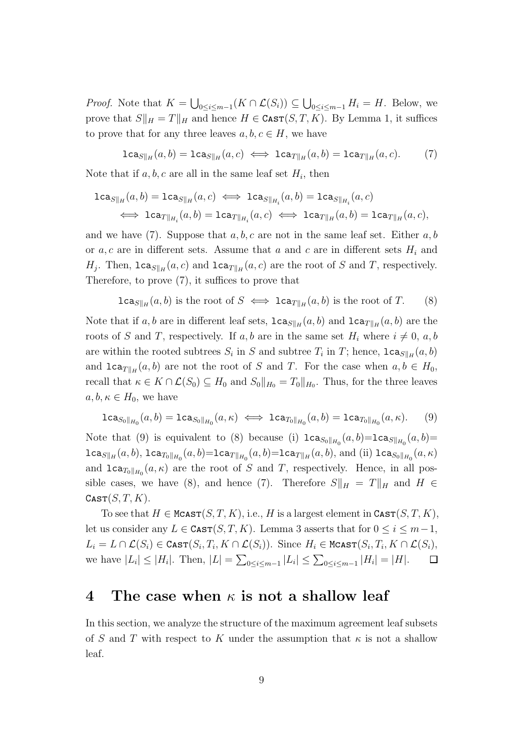*Proof.* Note that $K = \bigcup_{0 \le i \le m-1} (K \cap \mathcal{L}(S_i)) \subseteq \bigcup_{0 \le i \le m-1} H_i = H$. Below, we prove that $S\|_H = T\|_H$ and hence $H \in \textsc{Cast}(S, T, K)$. By Lemma 1, it suffices to prove that for any three leaves $a, b, c \in H$, we have

$$\texttt{lca}_{S\|_H}(a, b) = \texttt{lca}_{S\|_H}(a, c) \iff \texttt{lca}_{T\|_H}(a, b) = \texttt{lca}_{T\|_H}(a, c). \tag{7}$$

Note that if $a, b, c$ are all in the same leaf set $H_i$, then

$$\begin{aligned}
&\texttt{lca}_{S\|_H}(a, b) = \texttt{lca}_{S\|_H}(a, c) \iff \texttt{lca}_{S\|_{H_i}}(a, b) = \texttt{lca}_{S\|_{H_i}}(a, c) \\
&\quad \iff \texttt{lca}_{T\|_{H_i}}(a, b) = \texttt{lca}_{T\|_{H_i}}(a, c) \iff \texttt{lca}_{T\|_H}(a, b) = \texttt{lca}_{T\|_H}(a, c),
\end{aligned}$$

and we have (7). Suppose that $a, b, c$ are not in the same leaf set. Either $a, b$ or $a, c$ are in different sets. Assume that $a$ and $c$ are in different sets $H_i$ and $H_j$. Then, $\texttt{lca}_{S\|_H}(a, c)$ and $\texttt{lca}_{T\|_H}(a, c)$ are the root of $S$ and $T$, respectively. Therefore, to prove (7), it suffices to prove that

$$\texttt{lca}_{S\|_H}(a, b) \text{ is the root of } S \iff \texttt{lca}_{T\|_H}(a, b) \text{ is the root of } T. \tag{8}$$

Note that if $a, b$ are in different leaf sets, $\texttt{lca}_{S\|_H}(a, b)$ and $\texttt{lca}_{T\|_H}(a, b)$ are the roots of $S$ and $T$, respectively. If $a, b$ are in the same set $H_i$ where $i \neq 0$, $a, b$ are within the rooted subtrees $S_i$ in $S$ and subtree $T_i$ in $T$; hence, $\texttt{lca}_{S\|_H}(a, b)$ and $\texttt{lca}_{T\|_H}(a, b)$ are not the root of $S$ and $T$. For the case when $a, b \in H_0$, recall that $\kappa \in K \cap \mathcal{L}(S_0) \subseteq H_0$ and $S_0\|_{H_0} = T_0\|_{H_0}$. Thus, for the three leaves $a, b, \kappa \in H_0$, we have

$$\texttt{lca}_{S_0\|_{H_0}}(a, b) = \texttt{lca}_{S_0\|_{H_0}}(a, \kappa) \iff \texttt{lca}_{T_0\|_{H_0}}(a, b) = \texttt{lca}_{T_0\|_{H_0}}(a, \kappa). \tag{9}$$

Note that (9) is equivalent to (8) because (i) $\texttt{lca}_{S_0\|_{H_0}}(a, b) = \texttt{lca}_{S\|_{H_0}}(a, b) = \texttt{lca}_{S\|_H}(a, b)$, $\texttt{lca}_{T_0\|_{H_0}}(a, b) = \texttt{lca}_{T\|_{H_0}}(a, b) = \texttt{lca}_{T\|_H}(a, b)$, and (ii) $\texttt{lca}_{S_0\|_{H_0}}(a, \kappa)$ and $\texttt{lca}_{T_0\|_{H_0}}(a, \kappa)$ are the root of $S$ and $T$, respectively. Hence, in all possible cases, we have (8), and hence (7). Therefore $S\|_H = T\|_H$ and $H \in \textsc{Cast}(S, T, K)$.

To see that $H \in \textsc{Mcast}(S, T, K)$, i.e., $H$ is a largest element in $\textsc{Cast}(S, T, K)$, let us consider any $L \in \textsc{Cast}(S, T, K)$. Lemma 3 asserts that for $0 \le i \le m-1$, $L_i = L \cap \mathcal{L}(S_i) \in \textsc{Cast}(S_i, T_i, K \cap \mathcal{L}(S_i))$. Since $H_i \in \textsc{Mcast}(S_i, T_i, K \cap \mathcal{L}(S_i))$, we have $|L_i| \le |H_i|$. Then, $|L| = \sum_{0 \le i \le m-1} |L_i| \le \sum_{0 \le i \le m-1} |H_i| = |H|$. $\square$

## 4 The case when $\kappa$ is not a shallow leaf

In this section, we analyze the structure of the maximum agreement leaf subsets of $S$ and $T$ with respect to $K$ under the assumption that $\kappa$ is not a shallow leaf.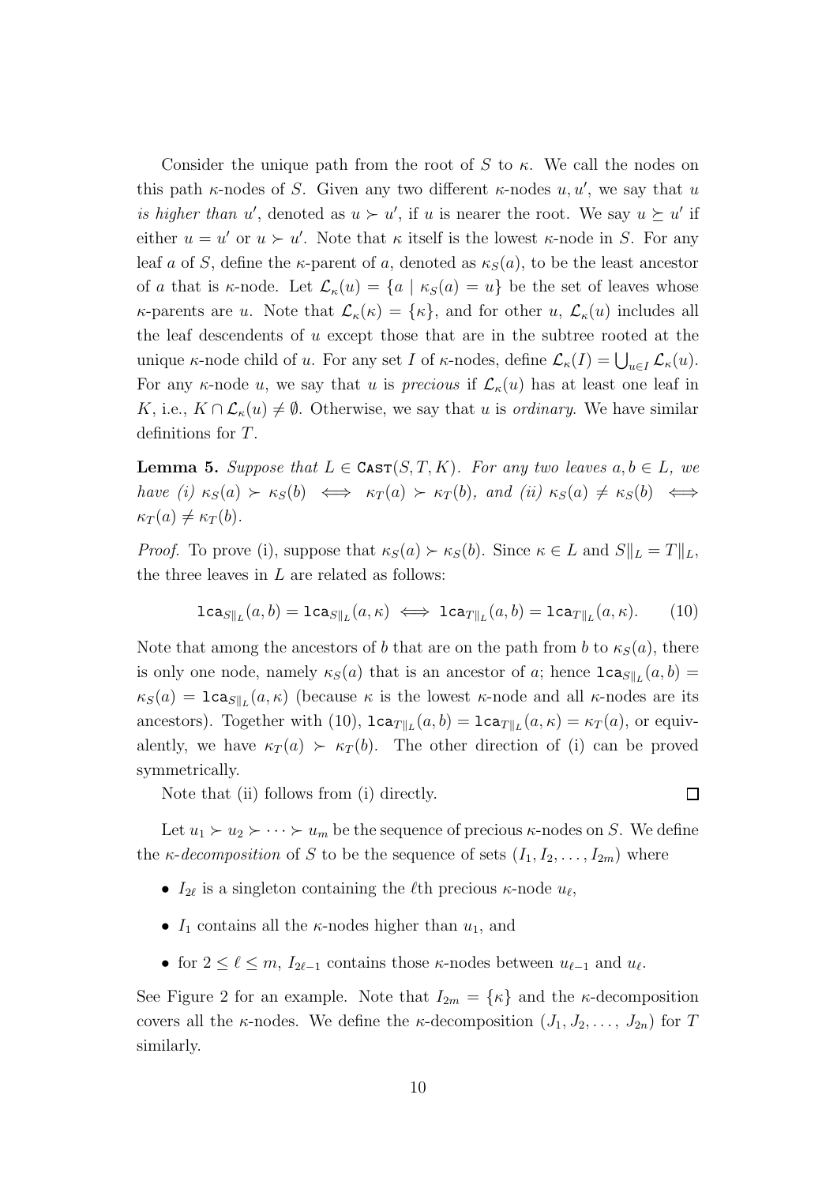Consider the unique path from the root of $S$ to $\kappa$. We call the nodes on this path $\kappa$-nodes of $S$. Given any two different $\kappa$-nodes $u, u'$, we say that $u$ *is higher than* $u'$, denoted as $u \succ u'$, if $u$ is nearer the root. We say $u \succeq u'$ if either $u = u'$ or $u \succ u'$. Note that $\kappa$ itself is the lowest $\kappa$-node in $S$. For any leaf $a$ of $S$, define the $\kappa$-parent of $a$, denoted as $\kappa_S(a)$, to be the least ancestor of $a$ that is $\kappa$-node. Let $\mathcal{L}_\kappa(u) = \{a \mid \kappa_S(a) = u\}$ be the set of leaves whose $\kappa$-parents are $u$. Note that $\mathcal{L}_\kappa(\kappa) = \{\kappa\}$, and for other $u$, $\mathcal{L}_\kappa(u)$ includes all the leaf descendents of $u$ except those that are in the subtree rooted at the unique $\kappa$-node child of $u$. For any set $I$ of $\kappa$-nodes, define $\mathcal{L}_\kappa(I) = \bigcup_{u \in I} \mathcal{L}_\kappa(u)$. For any $\kappa$-node $u$, we say that $u$ is *precious* if $\mathcal{L}_\kappa(u)$ has at least one leaf in $K$, i.e., $K \cap \mathcal{L}_\kappa(u) \neq \emptyset$. Otherwise, we say that $u$ is *ordinary*. We have similar definitions for $T$.

**Lemma 5.** *Suppose that $L \in \texttt{CAST}(S, T, K)$. For any two leaves $a, b \in L$, we have (i) $\kappa_S(a) \succ \kappa_S(b) \iff \kappa_T(a) \succ \kappa_T(b)$, and (ii) $\kappa_S(a) \neq \kappa_S(b) \iff \kappa_T(a) \neq \kappa_T(b)$.*

*Proof.* To prove (i), suppose that $\kappa_S(a) \succ \kappa_S(b)$. Since $\kappa \in L$ and $S\|_L = T\|_L$, the three leaves in $L$ are related as follows:

$$\texttt{lca}_{S\|_L}(a, b) = \texttt{lca}_{S\|_L}(a, \kappa) \iff \texttt{lca}_{T\|_L}(a, b) = \texttt{lca}_{T\|_L}(a, \kappa). \qquad (10)$$

Note that among the ancestors of $b$ that are on the path from $b$ to $\kappa_S(a)$, there is only one node, namely $\kappa_S(a)$ that is an ancestor of $a$; hence $\texttt{lca}_{S\|_L}(a, b) = \kappa_S(a) = \texttt{lca}_{S\|_L}(a, \kappa)$ (because $\kappa$ is the lowest $\kappa$-node and all $\kappa$-nodes are its ancestors). Together with (10), $\texttt{lca}_{T\|_L}(a, b) = \texttt{lca}_{T\|_L}(a, \kappa) = \kappa_T(a)$, or equivalently, we have $\kappa_T(a) \succ \kappa_T(b)$. The other direction of (i) can be proved symmetrically.

Note that (ii) follows from (i) directly. $\square$

Let $u_1 \succ u_2 \succ \cdots \succ u_m$ be the sequence of precious $\kappa$-nodes on $S$. We define the $\kappa$-*decomposition* of $S$ to be the sequence of sets $(I_1, I_2, \ldots, I_{2m})$ where

- $I_{2\ell}$ is a singleton containing the $\ell$th precious $\kappa$-node $u_\ell$,
- $I_1$ contains all the $\kappa$-nodes higher than $u_1$, and
- for $2 \leq \ell \leq m$, $I_{2\ell-1}$ contains those $\kappa$-nodes between $u_{\ell-1}$ and $u_\ell$.

See Figure 2 for an example. Note that $I_{2m} = \{\kappa\}$ and the $\kappa$-decomposition covers all the $\kappa$-nodes. We define the $\kappa$-decomposition $(J_1, J_2, \ldots, J_{2n})$ for $T$ similarly.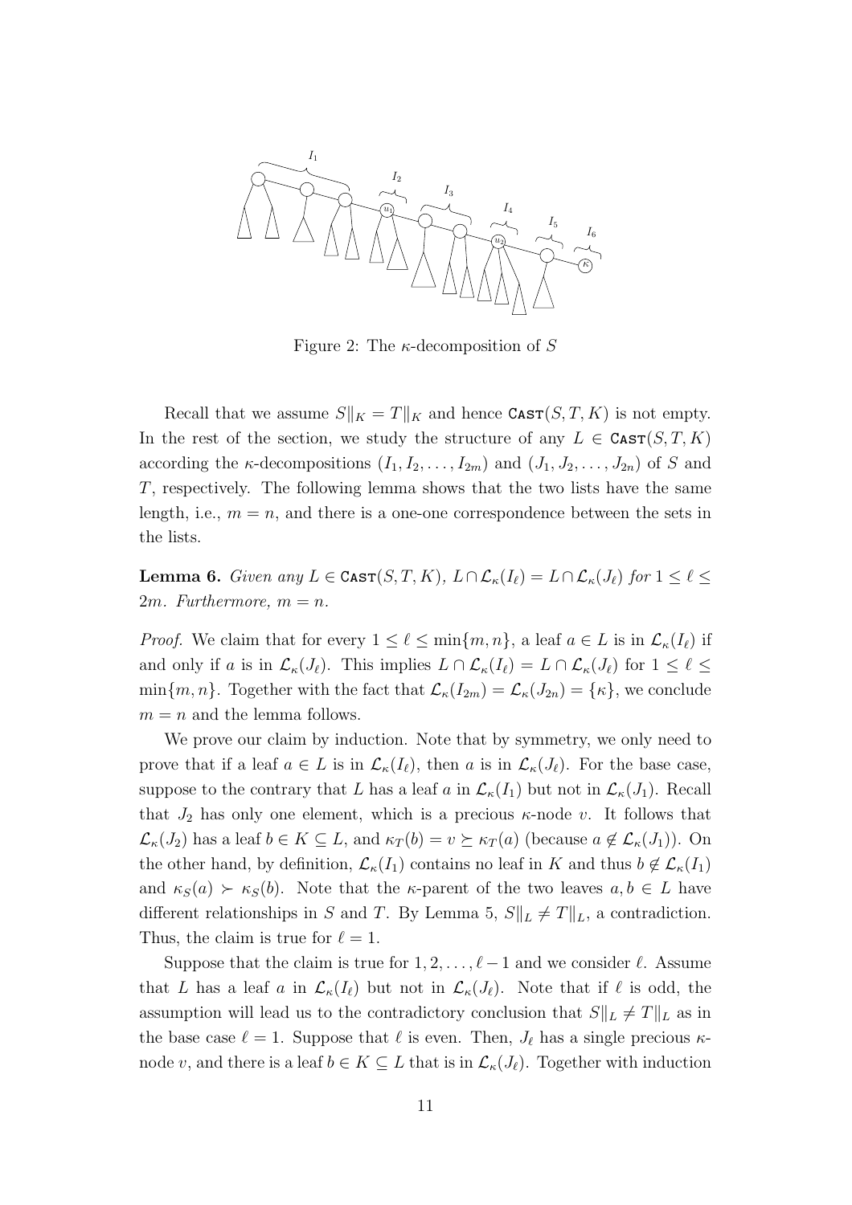Figure 2: The $\kappa$-decomposition of $S$

Recall that we assume $S\|_K = T\|_K$ and hence $\texttt{Cast}(S,T,K)$ is not empty. In the rest of the section, we study the structure of any $L \in \texttt{Cast}(S,T,K)$ according the $\kappa$-decompositions $(I_1, I_2, \ldots, I_{2m})$ and $(J_1, J_2, \ldots, J_{2n})$ of $S$ and $T$, respectively. The following lemma shows that the two lists have the same length, i.e., $m = n$, and there is a one-one correspondence between the sets in the lists.

**Lemma 6.** *Given any $L \in \texttt{Cast}(S,T,K)$, $L \cap \mathcal{L}_\kappa(I_\ell) = L \cap \mathcal{L}_\kappa(J_\ell)$ for $1 \le \ell \le 2m$. Furthermore, $m = n$.*

*Proof.* We claim that for every $1 \le \ell \le \min\{m,n\}$, a leaf $a \in L$ is in $\mathcal{L}_\kappa(I_\ell)$ if and only if $a$ is in $\mathcal{L}_\kappa(J_\ell)$. This implies $L \cap \mathcal{L}_\kappa(I_\ell) = L \cap \mathcal{L}_\kappa(J_\ell)$ for $1 \le \ell \le \min\{m,n\}$. Together with the fact that $\mathcal{L}_\kappa(I_{2m}) = \mathcal{L}_\kappa(J_{2n}) = \{\kappa\}$, we conclude $m = n$ and the lemma follows.

We prove our claim by induction. Note that by symmetry, we only need to prove that if a leaf $a \in L$ is in $\mathcal{L}_\kappa(I_\ell)$, then $a$ is in $\mathcal{L}_\kappa(J_\ell)$. For the base case, suppose to the contrary that $L$ has a leaf $a$ in $\mathcal{L}_\kappa(I_1)$ but not in $\mathcal{L}_\kappa(J_1)$. Recall that $J_2$ has only one element, which is a precious $\kappa$-node $v$. It follows that $\mathcal{L}_\kappa(J_2)$ has a leaf $b \in K \subseteq L$, and $\kappa_T(b) = v \succeq \kappa_T(a)$ (because $a \notin \mathcal{L}_\kappa(J_1)$). On the other hand, by definition, $\mathcal{L}_\kappa(I_1)$ contains no leaf in $K$ and thus $b \notin \mathcal{L}_\kappa(I_1)$ and $\kappa_S(a) \succ \kappa_S(b)$. Note that the $\kappa$-parent of the two leaves $a, b \in L$ have different relationships in $S$ and $T$. By Lemma 5, $S\|_L \neq T\|_L$, a contradiction. Thus, the claim is true for $\ell = 1$.

Suppose that the claim is true for $1, 2, \ldots, \ell - 1$ and we consider $\ell$. Assume that $L$ has a leaf $a$ in $\mathcal{L}_\kappa(I_\ell)$ but not in $\mathcal{L}_\kappa(J_\ell)$. Note that if $\ell$ is odd, the assumption will lead us to the contradictory conclusion that $S\|_L \neq T\|_L$ as in the base case $\ell = 1$. Suppose that $\ell$ is even. Then, $J_\ell$ has a single precious $\kappa$-node $v$, and there is a leaf $b \in K \subseteq L$ that is in $\mathcal{L}_\kappa(J_\ell)$. Together with induction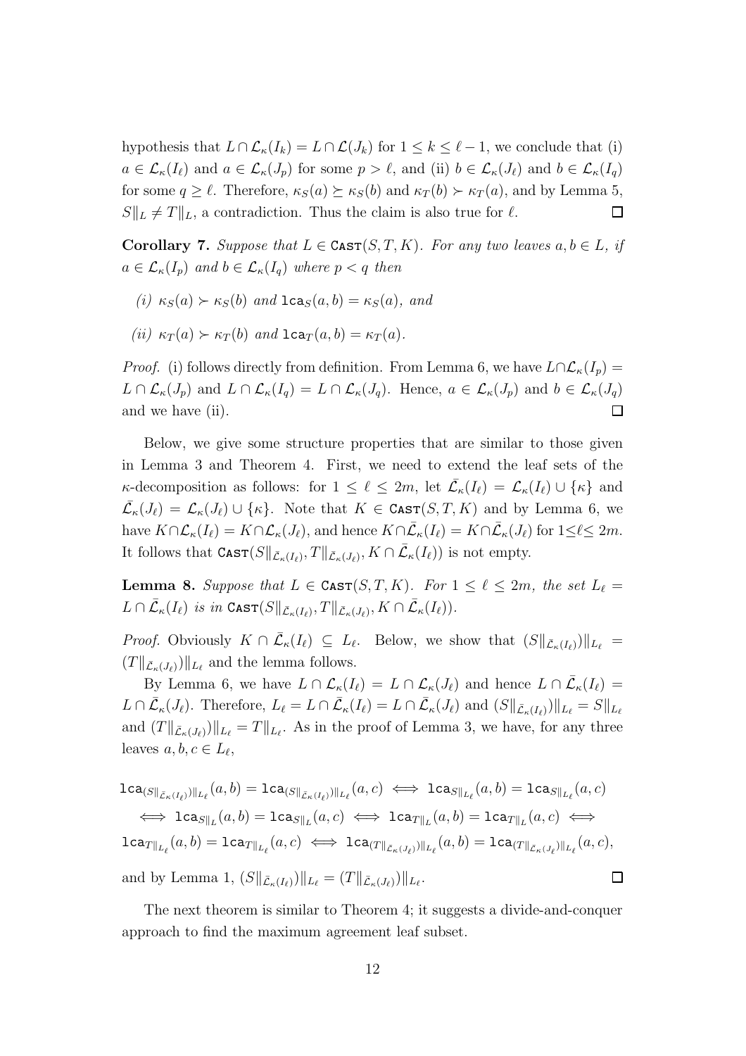hypothesis that $L \cap \mathcal{L}_\kappa(I_k) = L \cap \mathcal{L}(J_k)$ for $1 \leq k \leq \ell - 1$, we conclude that (i) $a \in \mathcal{L}_\kappa(I_\ell)$ and $a \in \mathcal{L}_\kappa(J_p)$ for some $p > \ell$, and (ii) $b \in \mathcal{L}_\kappa(J_\ell)$ and $b \in \mathcal{L}_\kappa(I_q)$ for some $q \geq \ell$. Therefore, $\kappa_S(a) \succeq \kappa_S(b)$ and $\kappa_T(b) \succ \kappa_T(a)$, and by Lemma 5, $S\|_L \neq T\|_L$, a contradiction. Thus the claim is also true for $\ell$. $\square$

**Corollary 7.** *Suppose that $L \in \texttt{CAST}(S, T, K)$. For any two leaves $a, b \in L$, if $a \in \mathcal{L}_\kappa(I_p)$ and $b \in \mathcal{L}_\kappa(I_q)$ where $p < q$ then*

*(i) $\kappa_S(a) \succ \kappa_S(b)$ and $\texttt{lca}_S(a, b) = \kappa_S(a)$, and*

*(ii) $\kappa_T(a) \succ \kappa_T(b)$ and $\texttt{lca}_T(a, b) = \kappa_T(a)$.*

*Proof.* (i) follows directly from definition. From Lemma 6, we have $L \cap \mathcal{L}_\kappa(I_p) = L \cap \mathcal{L}_\kappa(J_p)$ and $L \cap \mathcal{L}_\kappa(I_q) = L \cap \mathcal{L}_\kappa(J_q)$. Hence, $a \in \mathcal{L}_\kappa(J_p)$ and $b \in \mathcal{L}_\kappa(J_q)$ and we have (ii). $\square$

Below, we give some structure properties that are similar to those given in Lemma 3 and Theorem 4. First, we need to extend the leaf sets of the $\kappa$-decomposition as follows: for $1 \leq \ell \leq 2m$, let $\bar{\mathcal{L}}_\kappa(I_\ell) = \mathcal{L}_\kappa(I_\ell) \cup \{\kappa\}$ and $\bar{\mathcal{L}}_\kappa(J_\ell) = \mathcal{L}_\kappa(J_\ell) \cup \{\kappa\}$. Note that $K \in \texttt{CAST}(S, T, K)$ and by Lemma 6, we have $K \cap \mathcal{L}_\kappa(I_\ell) = K \cap \mathcal{L}_\kappa(J_\ell)$, and hence $K \cap \bar{\mathcal{L}}_\kappa(I_\ell) = K \cap \bar{\mathcal{L}}_\kappa(J_\ell)$ for $1 \leq \ell \leq 2m$. It follows that $\texttt{CAST}(S\|_{\bar{\mathcal{L}}_\kappa(I_\ell)}, T\|_{\bar{\mathcal{L}}_\kappa(J_\ell)}, K \cap \bar{\mathcal{L}}_\kappa(I_\ell))$ is not empty.

**Lemma 8.** *Suppose that $L \in \texttt{CAST}(S, T, K)$. For $1 \leq \ell \leq 2m$, the set $L_\ell = L \cap \bar{\mathcal{L}}_\kappa(I_\ell)$ is in $\texttt{CAST}(S\|_{\bar{\mathcal{L}}_\kappa(I_\ell)}, T\|_{\bar{\mathcal{L}}_\kappa(J_\ell)}, K \cap \bar{\mathcal{L}}_\kappa(I_\ell))$.*

*Proof.* Obviously $K \cap \bar{\mathcal{L}}_\kappa(I_\ell) \subseteq L_\ell$. Below, we show that $(S\|_{\bar{\mathcal{L}}_\kappa(I_\ell)})\|_{L_\ell} = (T\|_{\bar{\mathcal{L}}_\kappa(J_\ell)})\|_{L_\ell}$ and the lemma follows.

By Lemma 6, we have $L \cap \mathcal{L}_\kappa(I_\ell) = L \cap \mathcal{L}_\kappa(J_\ell)$ and hence $L \cap \bar{\mathcal{L}}_\kappa(I_\ell) = L \cap \bar{\mathcal{L}}_\kappa(J_\ell)$. Therefore, $L_\ell = L \cap \bar{\mathcal{L}}_\kappa(I_\ell) = L \cap \bar{\mathcal{L}}_\kappa(J_\ell)$ and $(S\|_{\bar{\mathcal{L}}_\kappa(I_\ell)})\|_{L_\ell} = S\|_{L_\ell}$ and $(T\|_{\bar{\mathcal{L}}_\kappa(J_\ell)})\|_{L_\ell} = T\|_{L_\ell}$. As in the proof of Lemma 3, we have, for any three leaves $a, b, c \in L_\ell$,

$$
\begin{aligned}
&\texttt{lca}_{(S\|_{\bar{\mathcal{L}}_\kappa(I_\ell)})\|_{L_\ell}}(a, b) = \texttt{lca}_{(S\|_{\bar{\mathcal{L}}_\kappa(I_\ell)})\|_{L_\ell}}(a, c) \iff \texttt{lca}_{S\|_{L_\ell}}(a, b) = \texttt{lca}_{S\|_{L_\ell}}(a, c) \\
&\quad \iff \texttt{lca}_{S\|_L}(a, b) = \texttt{lca}_{S\|_L}(a, c) \iff \texttt{lca}_{T\|_L}(a, b) = \texttt{lca}_{T\|_L}(a, c) \iff \\
&\texttt{lca}_{T\|_{L_\ell}}(a, b) = \texttt{lca}_{T\|_{L_\ell}}(a, c) \iff \texttt{lca}_{(T\|_{\bar{\mathcal{L}}_\kappa(J_\ell)})\|_{L_\ell}}(a, b) = \texttt{lca}_{(T\|_{\bar{\mathcal{L}}_\kappa(J_\ell)})\|_{L_\ell}}(a, c),
\end{aligned}
$$

and by Lemma 1, $(S\|_{\bar{\mathcal{L}}_\kappa(I_\ell)})\|_{L_\ell} = (T\|_{\bar{\mathcal{L}}_\kappa(J_\ell)})\|_{L_\ell}$. $\square$

The next theorem is similar to Theorem 4; it suggests a divide-and-conquer approach to find the maximum agreement leaf subset.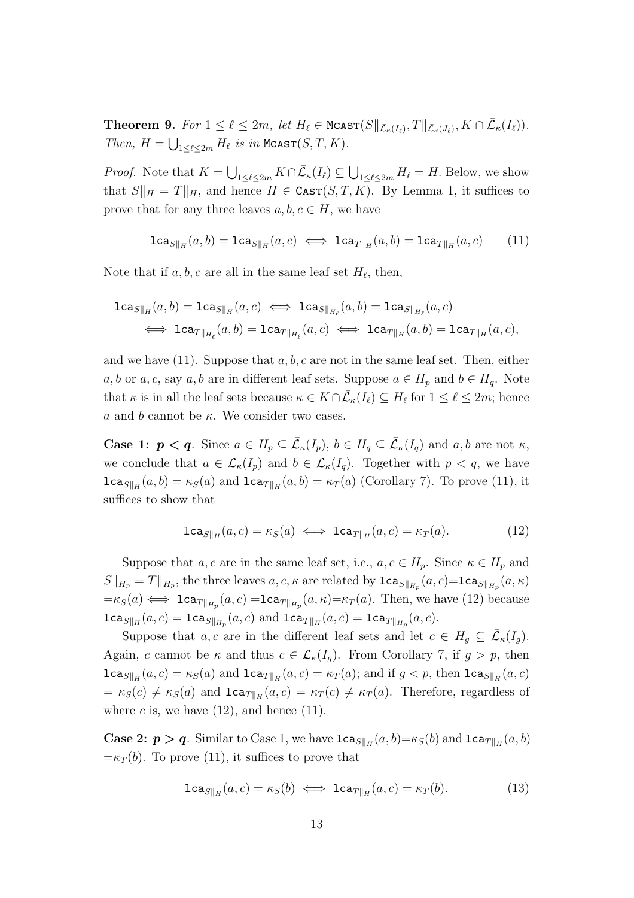**Theorem 9.** *For $1 \le \ell \le 2m$, let $H_\ell \in \texttt{Mcast}(S\|_{\bar{\mathcal{L}}_\kappa(I_\ell)}, T\|_{\bar{\mathcal{L}}_\kappa(J_\ell)}, K \cap \bar{\mathcal{L}}_\kappa(I_\ell))$. Then, $H = \bigcup_{1\le \ell \le 2m} H_\ell$ is in $\texttt{Mcast}(S, T, K)$.*

*Proof.* Note that $K = \bigcup_{1\le\ell\le 2m} K \cap \bar{\mathcal{L}}_\kappa(I_\ell) \subseteq \bigcup_{1\le\ell\le 2m} H_\ell = H$. Below, we show that $S\|_H = T\|_H$, and hence $H \in \texttt{Cast}(S, T, K)$. By Lemma 1, it suffices to prove that for any three leaves $a, b, c \in H$, we have

$$\texttt{lca}_{S\|_H}(a, b) = \texttt{lca}_{S\|_H}(a, c) \iff \texttt{lca}_{T\|_H}(a, b) = \texttt{lca}_{T\|_H}(a, c) \qquad (11)$$

Note that if $a, b, c$ are all in the same leaf set $H_\ell$, then,

$$\begin{aligned}\texttt{lca}_{S\|_H}(a, b) = \texttt{lca}_{S\|_H}(a, c) &\iff \texttt{lca}_{S\|_{H_\ell}}(a, b) = \texttt{lca}_{S\|_{H_\ell}}(a, c)\\ &\iff \texttt{lca}_{T\|_{H_\ell}}(a, b) = \texttt{lca}_{T\|_{H_\ell}}(a, c) \iff \texttt{lca}_{T\|_H}(a, b) = \texttt{lca}_{T\|_H}(a, c),\end{aligned}$$

and we have (11). Suppose that $a, b, c$ are not in the same leaf set. Then, either $a, b$ or $a, c$, say $a, b$ are in different leaf sets. Suppose $a \in H_p$ and $b \in H_q$. Note that $\kappa$ is in all the leaf sets because $\kappa \in K \cap \bar{\mathcal{L}}_\kappa(I_\ell) \subseteq H_\ell$ for $1 \le \ell \le 2m$; hence $a$ and $b$ cannot be $\kappa$. We consider two cases.

**Case 1: $p < q$.** Since $a \in H_p \subseteq \bar{\mathcal{L}}_\kappa(I_p)$, $b \in H_q \subseteq \bar{\mathcal{L}}_\kappa(I_q)$ and $a, b$ are not $\kappa$, we conclude that $a \in \mathcal{L}_\kappa(I_p)$ and $b \in \mathcal{L}_\kappa(I_q)$. Together with $p < q$, we have $\texttt{lca}_{S\|_H}(a, b) = \kappa_S(a)$ and $\texttt{lca}_{T\|_H}(a, b) = \kappa_T(a)$ (Corollary 7). To prove (11), it suffices to show that

$$\texttt{lca}_{S\|_H}(a, c) = \kappa_S(a) \iff \texttt{lca}_{T\|_H}(a, c) = \kappa_T(a). \qquad (12)$$

Suppose that $a, c$ are in the same leaf set, i.e., $a, c \in H_p$. Since $\kappa \in H_p$ and $S\|_{H_p} = T\|_{H_p}$, the three leaves $a, c, \kappa$ are related by $\texttt{lca}_{S\|_{H_p}}(a, c) = \texttt{lca}_{S\|_{H_p}}(a, \kappa) = \kappa_S(a) \iff \texttt{lca}_{T\|_{H_p}}(a, c) = \texttt{lca}_{T\|_{H_p}}(a, \kappa) = \kappa_T(a)$. Then, we have (12) because $\texttt{lca}_{S\|_H}(a, c) = \texttt{lca}_{S\|_{H_p}}(a, c)$ and $\texttt{lca}_{T\|_H}(a, c) = \texttt{lca}_{T\|_{H_p}}(a, c)$.

Suppose that $a, c$ are in the different leaf sets and let $c \in H_g \subseteq \bar{\mathcal{L}}_\kappa(I_g)$. Again, $c$ cannot be $\kappa$ and thus $c \in \mathcal{L}_\kappa(I_g)$. From Corollary 7, if $g > p$, then $\texttt{lca}_{S\|_H}(a, c) = \kappa_S(a)$ and $\texttt{lca}_{T\|_H}(a, c) = \kappa_T(a)$; and if $g < p$, then $\texttt{lca}_{S\|_H}(a, c) = \kappa_S(c) \neq \kappa_S(a)$ and $\texttt{lca}_{T\|_H}(a, c) = \kappa_T(c) \neq \kappa_T(a)$. Therefore, regardless of where $c$ is, we have (12), and hence (11).

**Case 2: $p > q$.** Similar to Case 1, we have $\texttt{lca}_{S\|_H}(a, b) = \kappa_S(b)$ and $\texttt{lca}_{T\|_H}(a, b) = \kappa_T(b)$. To prove (11), it suffices to prove that

$$\texttt{lca}_{S\|_H}(a, c) = \kappa_S(b) \iff \texttt{lca}_{T\|_H}(a, c) = \kappa_T(b). \qquad (13)$$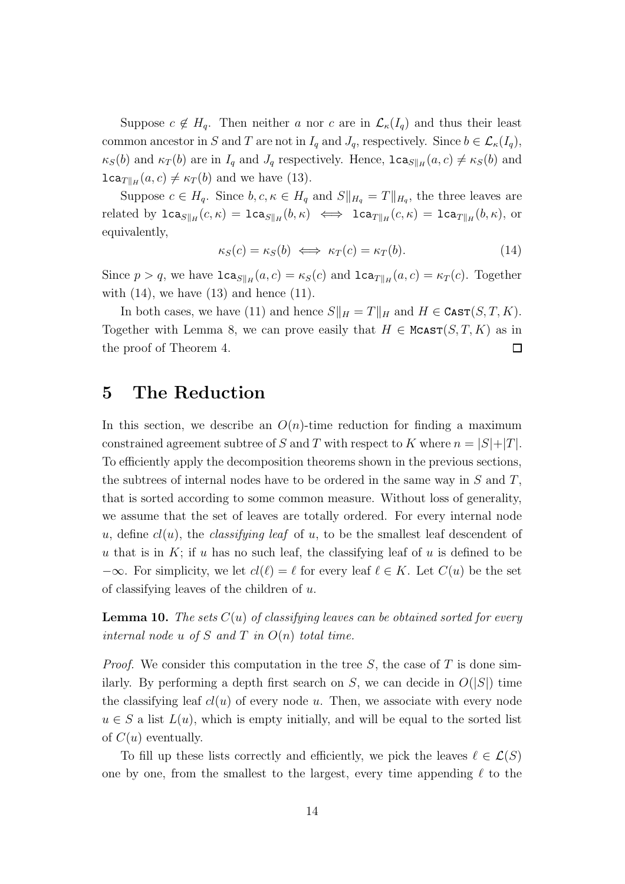Suppose $c \notin H_q$. Then neither $a$ nor $c$ are in $\mathcal{L}_\kappa(I_q)$ and thus their least common ancestor in $S$ and $T$ are not in $I_q$ and $J_q$, respectively. Since $b \in \mathcal{L}_\kappa(I_q)$, $\kappa_S(b)$ and $\kappa_T(b)$ are in $I_q$ and $J_q$ respectively. Hence, $\mathtt{lca}_{S\|_H}(a, c) \neq \kappa_S(b)$ and $\mathtt{lca}_{T\|_H}(a, c) \neq \kappa_T(b)$ and we have (13).

Suppose $c \in H_q$. Since $b, c, \kappa \in H_q$ and $S\|_{H_q} = T\|_{H_q}$, the three leaves are related by $\mathtt{lca}_{S\|_H}(c, \kappa) = \mathtt{lca}_{S\|_H}(b, \kappa) \iff \mathtt{lca}_{T\|_H}(c, \kappa) = \mathtt{lca}_{T\|_H}(b, \kappa)$, or equivalently,

$$\kappa_S(c) = \kappa_S(b) \iff \kappa_T(c) = \kappa_T(b). \tag{14}$$

Since $p > q$, we have $\mathtt{lca}_{S\|_H}(a, c) = \kappa_S(c)$ and $\mathtt{lca}_{T\|_H}(a, c) = \kappa_T(c)$. Together with (14), we have (13) and hence (11).

In both cases, we have (11) and hence $S\|_H = T\|_H$ and $H \in \mathtt{CAST}(S, T, K)$. Together with Lemma 8, we can prove easily that $H \in \mathtt{MCAST}(S, T, K)$ as in the proof of Theorem 4. $\square$

# 5 The Reduction

In this section, we describe an $O(n)$-time reduction for finding a maximum constrained agreement subtree of $S$ and $T$ with respect to $K$ where $n = |S|+|T|$. To efficiently apply the decomposition theorems shown in the previous sections, the subtrees of internal nodes have to be ordered in the same way in $S$ and $T$, that is sorted according to some common measure. Without loss of generality, we assume that the set of leaves are totally ordered. For every internal node $u$, define $cl(u)$, the *classifying leaf* of $u$, to be the smallest leaf descendent of $u$ that is in $K$; if $u$ has no such leaf, the classifying leaf of $u$ is defined to be $-\infty$. For simplicity, we let $cl(\ell) = \ell$ for every leaf $\ell \in K$. Let $C(u)$ be the set of classifying leaves of the children of $u$.

**Lemma 10.** *The sets $C(u)$ of classifying leaves can be obtained sorted for every internal node $u$ of $S$ and $T$ in $O(n)$ total time.*

*Proof.* We consider this computation in the tree $S$, the case of $T$ is done similarly. By performing a depth first search on $S$, we can decide in $O(|S|)$ time the classifying leaf $cl(u)$ of every node $u$. Then, we associate with every node $u \in S$ a list $L(u)$, which is empty initially, and will be equal to the sorted list of $C(u)$ eventually.

To fill up these lists correctly and efficiently, we pick the leaves $\ell \in \mathcal{L}(S)$ one by one, from the smallest to the largest, every time appending $\ell$ to the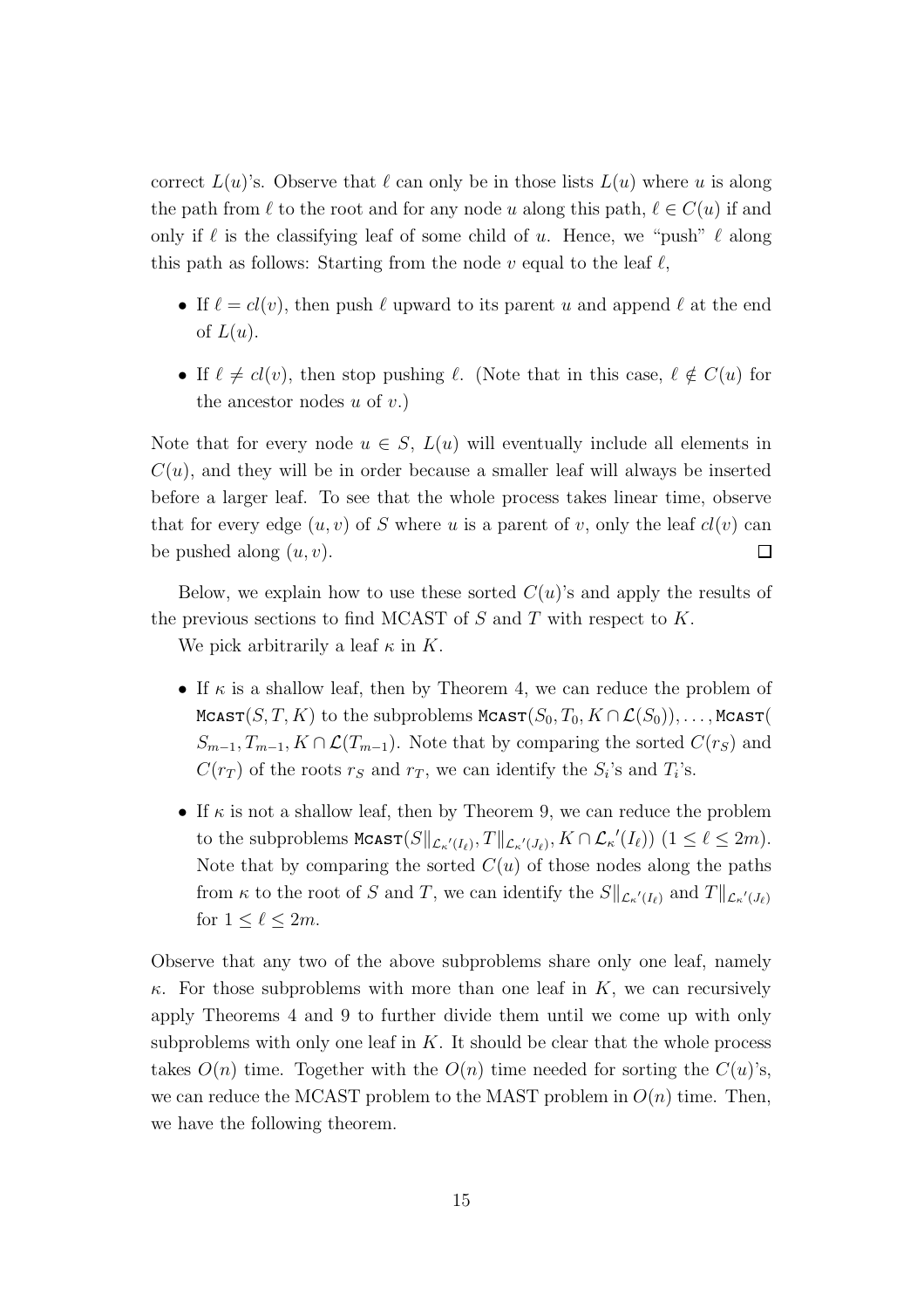correct $L(u)$'s. Observe that $\ell$ can only be in those lists $L(u)$ where $u$ is along the path from $\ell$ to the root and for any node $u$ along this path, $\ell \in C(u)$ if and only if $\ell$ is the classifying leaf of some child of $u$. Hence, we "push" $\ell$ along this path as follows: Starting from the node $v$ equal to the leaf $\ell$,

- If $\ell = cl(v)$, then push $\ell$ upward to its parent $u$ and append $\ell$ at the end of $L(u)$.
- If $\ell \neq cl(v)$, then stop pushing $\ell$. (Note that in this case, $\ell \notin C(u)$ for the ancestor nodes $u$ of $v$.)

Note that for every node $u \in S$, $L(u)$ will eventually include all elements in $C(u)$, and they will be in order because a smaller leaf will always be inserted before a larger leaf. To see that the whole process takes linear time, observe that for every edge $(u, v)$ of $S$ where $u$ is a parent of $v$, only the leaf $cl(v)$ can be pushed along $(u, v)$. ◻

Below, we explain how to use these sorted $C(u)$'s and apply the results of the previous sections to find MCAST of $S$ and $T$ with respect to $K$.

We pick arbitrarily a leaf $\kappa$ in $K$.

- If $\kappa$ is a shallow leaf, then by Theorem 4, we can reduce the problem of $\texttt{Mcast}(S, T, K)$ to the subproblems $\texttt{Mcast}(S_0, T_0, K \cap \mathcal{L}(S_0)), \ldots, \texttt{Mcast}(S_{m-1}, T_{m-1}, K \cap \mathcal{L}(T_{m-1}))$. Note that by comparing the sorted $C(r_S)$ and $C(r_T)$ of the roots $r_S$ and $r_T$, we can identify the $S_i$'s and $T_i$'s.
- If $\kappa$ is not a shallow leaf, then by Theorem 9, we can reduce the problem to the subproblems $\texttt{Mcast}(S\|_{\mathcal{L}_\kappa'(I_\ell)}, T\|_{\mathcal{L}_\kappa'(J_\ell)}, K \cap \mathcal{L}_\kappa'(I_\ell))$ $(1 \leq \ell \leq 2m)$. Note that by comparing the sorted $C(u)$ of those nodes along the paths from $\kappa$ to the root of $S$ and $T$, we can identify the $S\|_{\mathcal{L}_\kappa'(I_\ell)}$ and $T\|_{\mathcal{L}_\kappa'(J_\ell)}$ for $1 \leq \ell \leq 2m$.

Observe that any two of the above subproblems share only one leaf, namely $\kappa$. For those subproblems with more than one leaf in $K$, we can recursively apply Theorems 4 and 9 to further divide them until we come up with only subproblems with only one leaf in $K$. It should be clear that the whole process takes $O(n)$ time. Together with the $O(n)$ time needed for sorting the $C(u)$'s, we can reduce the MCAST problem to the MAST problem in $O(n)$ time. Then, we have the following theorem.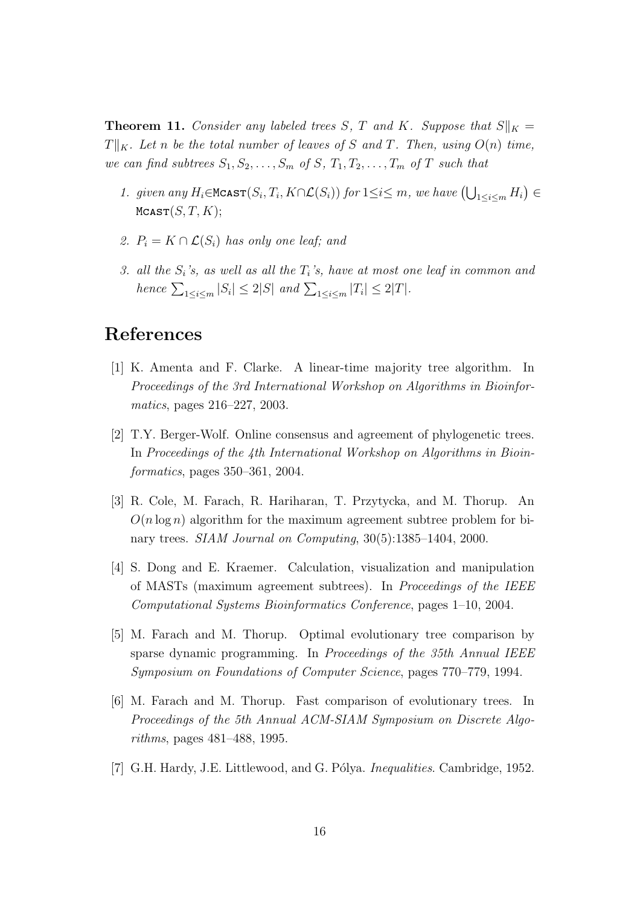**Theorem 11.** *Consider any labeled trees $S$, $T$ and $K$. Suppose that $S\|_K = T\|_K$. Let $n$ be the total number of leaves of $S$ and $T$. Then, using $O(n)$ time, we can find subtrees $S_1, S_2, \ldots, S_m$ of $S$, $T_1, T_2, \ldots, T_m$ of $T$ such that*

1. *given any $H_i \in \texttt{Mcast}(S_i, T_i, K \cap \mathcal{L}(S_i))$ for $1 \leq i \leq m$, we have $\left(\bigcup_{1\leq i\leq m} H_i\right) \in \texttt{Mcast}(S, T, K)$;*
2. *$P_i = K \cap \mathcal{L}(S_i)$ has only one leaf; and*
3. *all the $S_i$'s, as well as all the $T_i$'s, have at most one leaf in common and hence $\sum_{1\leq i\leq m} |S_i| \leq 2|S|$ and $\sum_{1\leq i\leq m} |T_i| \leq 2|T|$.*

## References

[1] K. Amenta and F. Clarke. A linear-time majority tree algorithm. In *Proceedings of the 3rd International Workshop on Algorithms in Bioinformatics*, pages 216–227, 2003.

[2] T.Y. Berger-Wolf. Online consensus and agreement of phylogenetic trees. In *Proceedings of the 4th International Workshop on Algorithms in Bioinformatics*, pages 350–361, 2004.

[3] R. Cole, M. Farach, R. Hariharan, T. Przytycka, and M. Thorup. An $O(n \log n)$ algorithm for the maximum agreement subtree problem for binary trees. *SIAM Journal on Computing*, 30(5):1385–1404, 2000.

[4] S. Dong and E. Kraemer. Calculation, visualization and manipulation of MASTs (maximum agreement subtrees). In *Proceedings of the IEEE Computational Systems Bioinformatics Conference*, pages 1–10, 2004.

[5] M. Farach and M. Thorup. Optimal evolutionary tree comparison by sparse dynamic programming. In *Proceedings of the 35th Annual IEEE Symposium on Foundations of Computer Science*, pages 770–779, 1994.

[6] M. Farach and M. Thorup. Fast comparison of evolutionary trees. In *Proceedings of the 5th Annual ACM-SIAM Symposium on Discrete Algorithms*, pages 481–488, 1995.

[7] G.H. Hardy, J.E. Littlewood, and G. Pólya. *Inequalities*. Cambridge, 1952.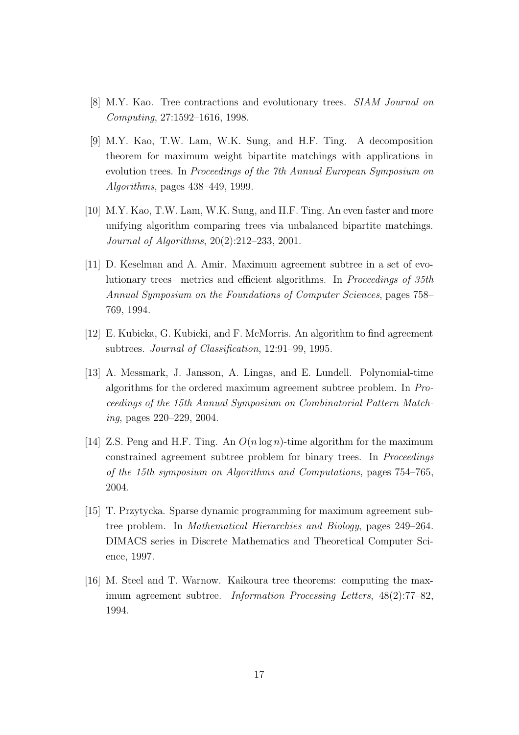[8] M.Y. Kao. Tree contractions and evolutionary trees. *SIAM Journal on Computing*, 27:1592–1616, 1998.

[9] M.Y. Kao, T.W. Lam, W.K. Sung, and H.F. Ting. A decomposition theorem for maximum weight bipartite matchings with applications in evolution trees. In *Proceedings of the 7th Annual European Symposium on Algorithms*, pages 438–449, 1999.

[10] M.Y. Kao, T.W. Lam, W.K. Sung, and H.F. Ting. An even faster and more unifying algorithm comparing trees via unbalanced bipartite matchings. *Journal of Algorithms*, 20(2):212–233, 2001.

[11] D. Keselman and A. Amir. Maximum agreement subtree in a set of evolutionary trees– metrics and efficient algorithms. In *Proceedings of 35th Annual Symposium on the Foundations of Computer Sciences*, pages 758–769, 1994.

[12] E. Kubicka, G. Kubicki, and F. McMorris. An algorithm to find agreement subtrees. *Journal of Classification*, 12:91–99, 1995.

[13] A. Messmark, J. Jansson, A. Lingas, and E. Lundell. Polynomial-time algorithms for the ordered maximum agreement subtree problem. In *Proceedings of the 15th Annual Symposium on Combinatorial Pattern Matching*, pages 220–229, 2004.

[14] Z.S. Peng and H.F. Ting. An $O(n \log n)$-time algorithm for the maximum constrained agreement subtree problem for binary trees. In *Proceedings of the 15th symposium on Algorithms and Computations*, pages 754–765, 2004.

[15] T. Przytycka. Sparse dynamic programming for maximum agreement subtree problem. In *Mathematical Hierarchies and Biology*, pages 249–264. DIMACS series in Discrete Mathematics and Theoretical Computer Science, 1997.

[16] M. Steel and T. Warnow. Kaikoura tree theorems: computing the maximum agreement subtree. *Information Processing Letters*, 48(2):77–82, 1994.